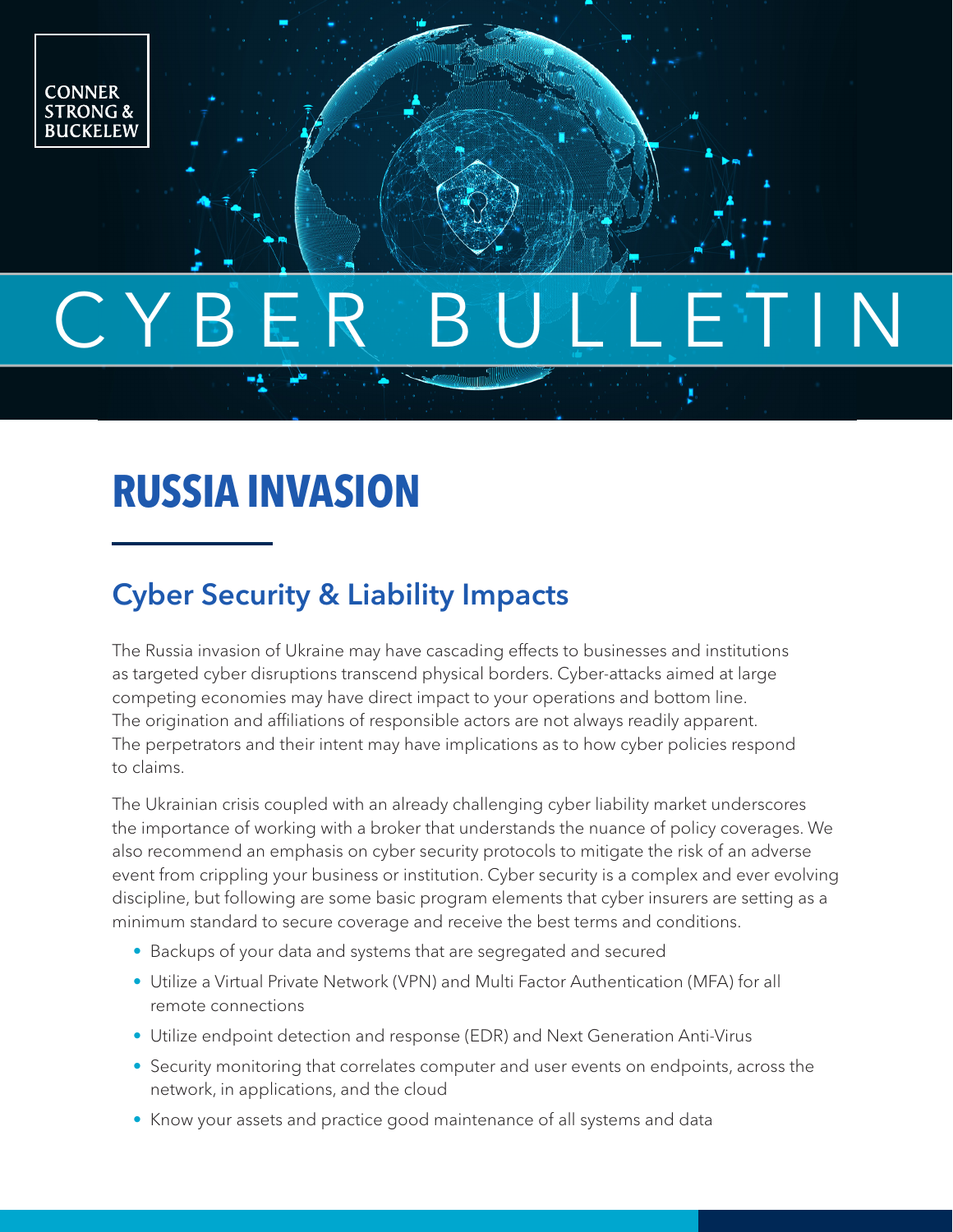CONNER STRONG & BUCKELEW

# CYBER BULLETIN

## RUSSIA INVASION

### Cyber Security & Liability Impacts

The Russia invasion of Ukraine may have cascading effects to businesses and institutions as targeted cyber disruptions transcend physical borders. Cyber-attacks aimed at large competing economies may have direct impact to your operations and bottom line. The origination and affiliations of responsible actors are not always readily apparent. The perpetrators and their intent may have implications as to how cyber policies respond to claims.

The Ukrainian crisis coupled with an already challenging cyber liability market underscores the importance of working with a broker that understands the nuance of policy coverages. We also recommend an emphasis on cyber security protocols to mitigate the risk of an adverse event from crippling your business or institution. Cyber security is a complex and ever evolving discipline, but following are some basic program elements that cyber insurers are setting as a minimum standard to secure coverage and receive the best terms and conditions.

- Backups of your data and systems that are segregated and secured
- Utilize a Virtual Private Network (VPN) and Multi Factor Authentication (MFA) for all remote connections
- Utilize endpoint detection and response (EDR) and Next Generation Anti-Virus
- Security monitoring that correlates computer and user events on endpoints, across the network, in applications, and the cloud
- Know your assets and practice good maintenance of all systems and data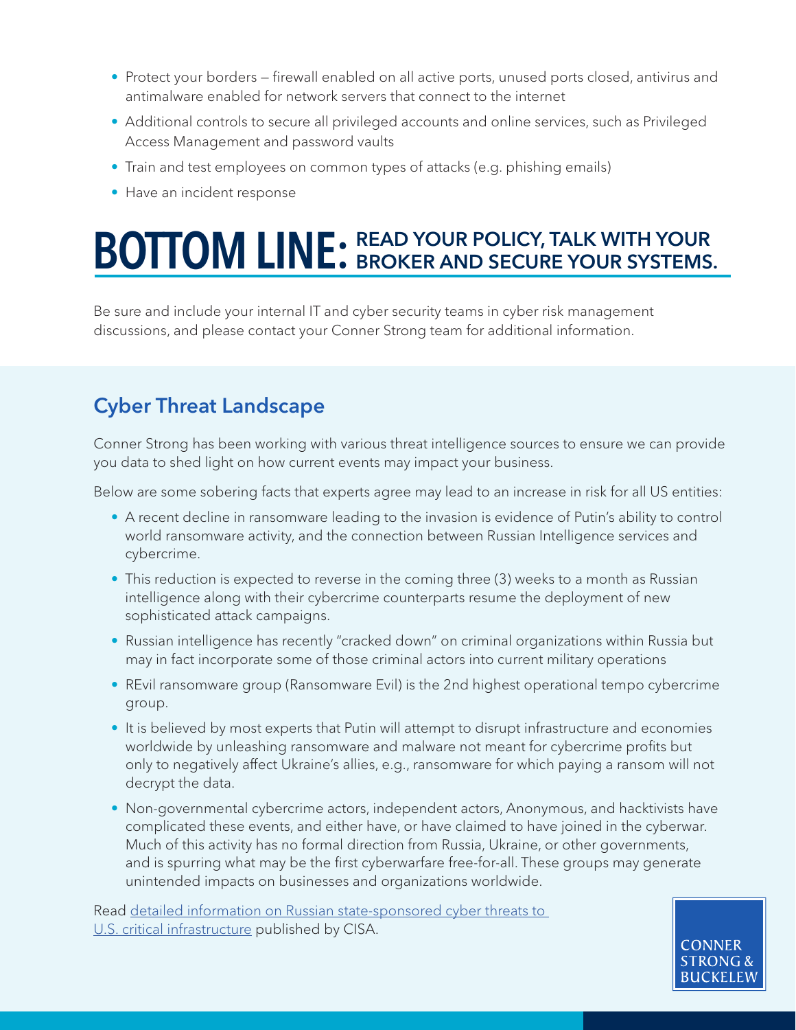- Protect your borders – firewall enabled on all active ports, unused ports closed, antivirus and antimalware enabled for network servers that connect to the internet
- Additional controls to secure all privileged accounts and online services, such as Privileged Access Management and password vaults
- Train and test employees on common types of attacks (e.g. phishing emails)
- Have an incident response

# BOTTOM LINE: READ YOUR POLICY, TALK WITH YOUR BROKER AND SECURE YOUR SYSTEMS.

Be sure and include your internal IT and cyber security teams in cyber risk management discussions, and please contact your Conner Strong team for additional information.

## Cyber Threat Landscape

Conner Strong has been working with various threat intelligence sources to ensure we can provide you data to shed light on how current events may impact your business.

Below are some sobering facts that experts agree may lead to an increase in risk for all US entities:

- A recent decline in ransomware leading to the invasion is evidence of Putin's ability to control world ransomware activity, and the connection between Russian Intelligence services and cybercrime.
- This reduction is expected to reverse in the coming three (3) weeks to a month as Russian intelligence along with their cybercrime counterparts resume the deployment of new sophisticated attack campaigns.
- Russian intelligence has recently "cracked down" on criminal organizations within Russia but may in fact incorporate some of those criminal actors into current military operations
- REvil ransomware group (Ransomware Evil) is the 2nd highest operational tempo cybercrime group.
- It is believed by most experts that Putin will attempt to disrupt infrastructure and economies worldwide by unleashing ransomware and malware not meant for cybercrime profits but only to negatively affect Ukraine's allies, e.g., ransomware for which paying a ransom will not decrypt the data.
- Non-governmental cybercrime actors, independent actors, Anonymous, and hacktivists have complicated these events, and either have, or have claimed to have joined in the cyberwar. Much of this activity has no formal direction from Russia, Ukraine, or other governments, and is spurring what may be the first cyberwarfare free-for-all. These groups may generate unintended impacts on businesses and organizations worldwide.

Read detailed information on Russian state-sponsored cyber threats to U.S. critical infrastructure published by CISA.

CONNER STRONG & BUCKELEW